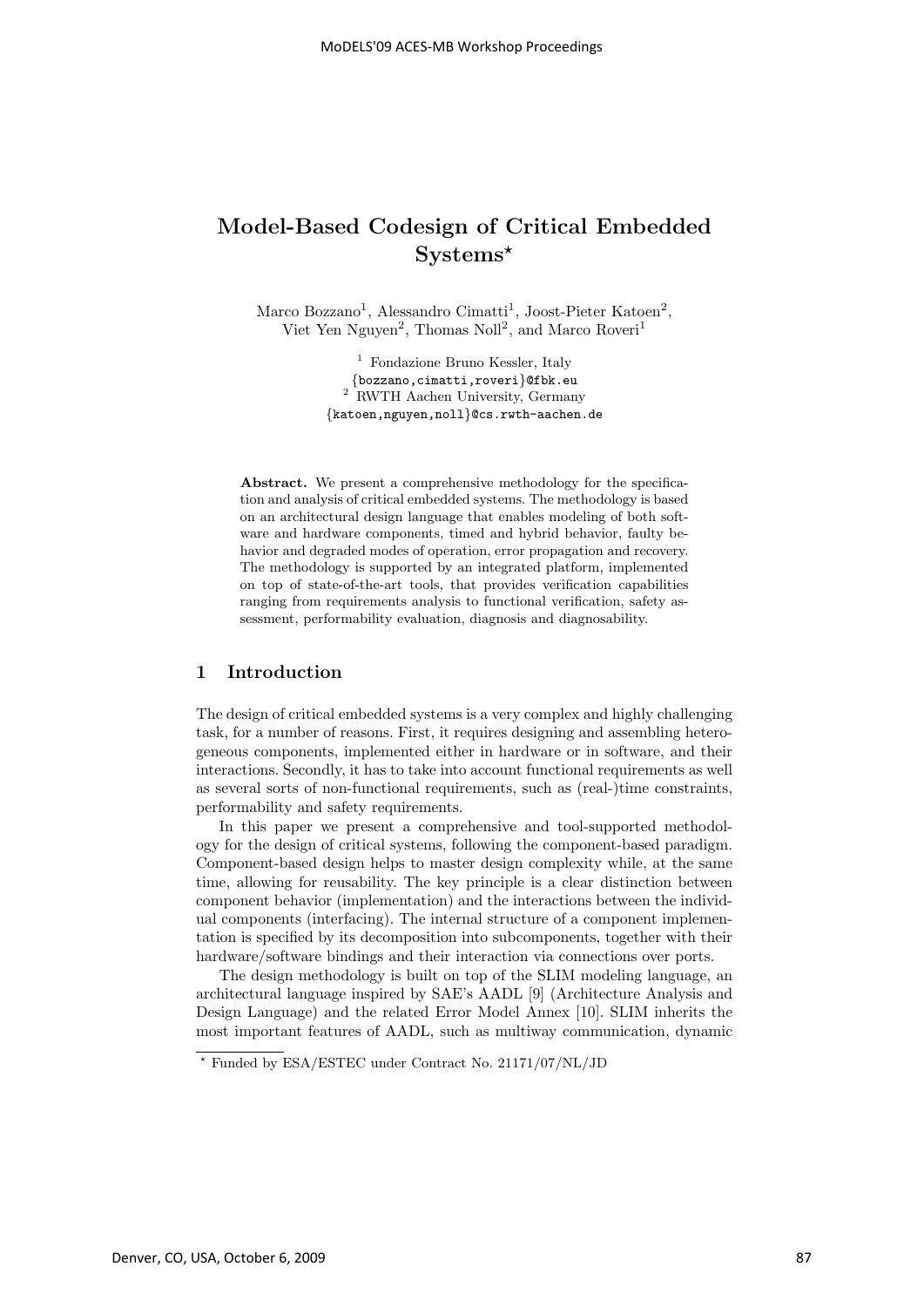# Model-Based Codesign of Critical Embedded Systems*

Marco Bozzano[1], Alessandro Cimatti[1], Joost-Pieter Katoen[2], Viet Yen Nguyen[2], Thomas Noll[2], and Marco Roveri[1]

[1] Fondazione Bruno Kessler, Italy
{bozzano,cimatti,roveri}@fbk.eu
[2] RWTH Aachen University, Germany
{katoen,nguyen,noll}@cs.rwth-aachen.de

**Abstract.** We present a comprehensive methodology for the specification and analysis of critical embedded systems. The methodology is based on an architectural design language that enables modeling of both software and hardware components, timed and hybrid behavior, faulty behavior and degraded modes of operation, error propagation and recovery. The methodology is supported by an integrated platform, implemented on top of state-of-the-art tools, that provides verification capabilities ranging from requirements analysis to functional verification, safety assessment, performability evaluation, diagnosis and diagnosability.

## 1 Introduction

The design of critical embedded systems is a very complex and highly challenging task, for a number of reasons. First, it requires designing and assembling heterogeneous components, implemented either in hardware or in software, and their interactions. Secondly, it has to take into account functional requirements as well as several sorts of non-functional requirements, such as (real-)time constraints, performability and safety requirements.

In this paper we present a comprehensive and tool-supported methodology for the design of critical systems, following the component-based paradigm. Component-based design helps to master design complexity while, at the same time, allowing for reusability. The key principle is a clear distinction between component behavior (implementation) and the interactions between the individual components (interfacing). The internal structure of a component implementation is specified by its decomposition into subcomponents, together with their hardware/software bindings and their interaction via connections over ports.

The design methodology is built on top of the SLIM modeling language, an architectural language inspired by SAE's AADL [9] (Architecture Analysis and Design Language) and the related Error Model Annex [10]. SLIM inherits the most important features of AADL, such as multiway communication, dynamic

* Funded by ESA/ESTEC under Contract No. 21171/07/NL/JD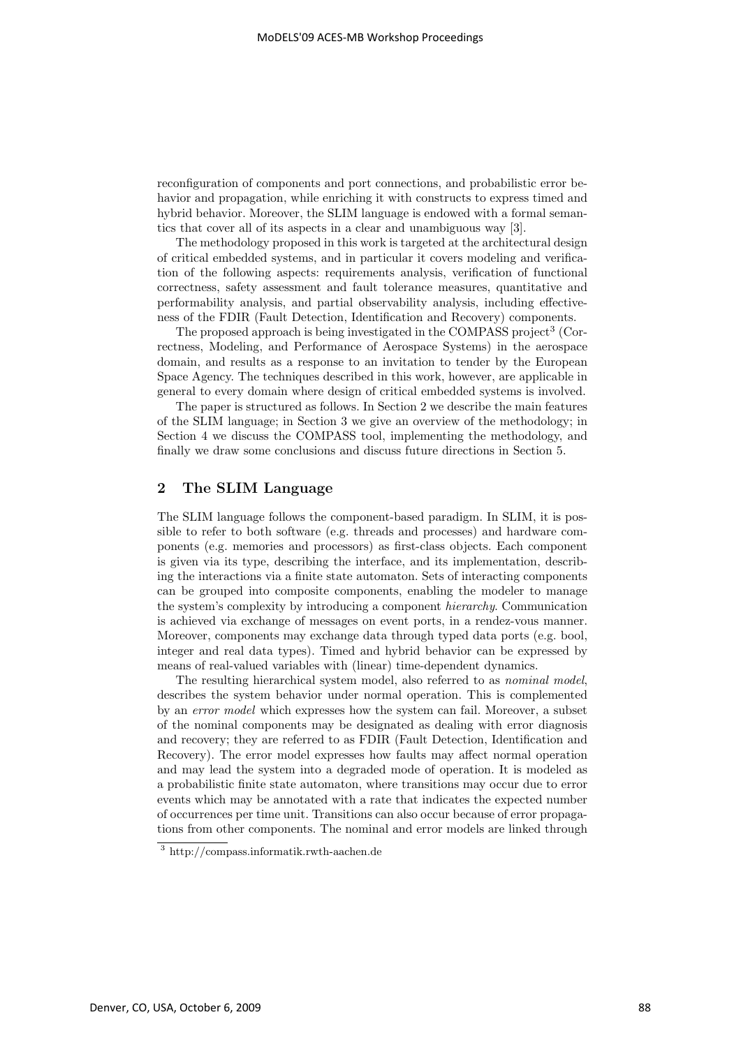reconfiguration of components and port connections, and probabilistic error behavior and propagation, while enriching it with constructs to express timed and hybrid behavior. Moreover, the SLIM language is endowed with a formal semantics that cover all of its aspects in a clear and unambiguous way [3].

The methodology proposed in this work is targeted at the architectural design of critical embedded systems, and in particular it covers modeling and verification of the following aspects: requirements analysis, verification of functional correctness, safety assessment and fault tolerance measures, quantitative and performability analysis, and partial observability analysis, including effectiveness of the FDIR (Fault Detection, Identification and Recovery) components.

The proposed approach is being investigated in the COMPASS project[3] (Correctness, Modeling, and Performance of Aerospace Systems) in the aerospace domain, and results as a response to an invitation to tender by the European Space Agency. The techniques described in this work, however, are applicable in general to every domain where design of critical embedded systems is involved.

The paper is structured as follows. In Section 2 we describe the main features of the SLIM language; in Section 3 we give an overview of the methodology; in Section 4 we discuss the COMPASS tool, implementing the methodology, and finally we draw some conclusions and discuss future directions in Section 5.

## 2 The SLIM Language

The SLIM language follows the component-based paradigm. In SLIM, it is possible to refer to both software (e.g. threads and processes) and hardware components (e.g. memories and processors) as first-class objects. Each component is given via its type, describing the interface, and its implementation, describing the interactions via a finite state automaton. Sets of interacting components can be grouped into composite components, enabling the modeler to manage the system's complexity by introducing a component *hierarchy*. Communication is achieved via exchange of messages on event ports, in a rendez-vous manner. Moreover, components may exchange data through typed data ports (e.g. bool, integer and real data types). Timed and hybrid behavior can be expressed by means of real-valued variables with (linear) time-dependent dynamics.

The resulting hierarchical system model, also referred to as *nominal model*, describes the system behavior under normal operation. This is complemented by an *error model* which expresses how the system can fail. Moreover, a subset of the nominal components may be designated as dealing with error diagnosis and recovery; they are referred to as FDIR (Fault Detection, Identification and Recovery). The error model expresses how faults may affect normal operation and may lead the system into a degraded mode of operation. It is modeled as a probabilistic finite state automaton, where transitions may occur due to error events which may be annotated with a rate that indicates the expected number of occurrences per time unit. Transitions can also occur because of error propagations from other components. The nominal and error models are linked through

[3] http://compass.informatik.rwth-aachen.de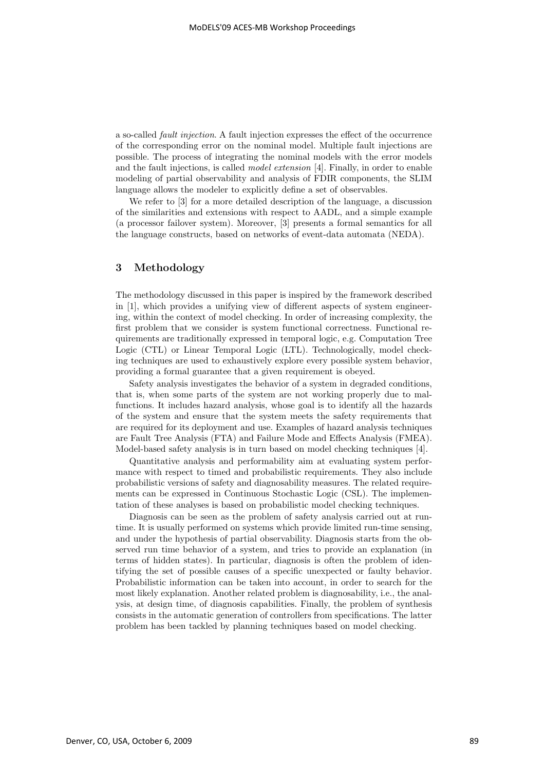a so-called *fault injection*. A fault injection expresses the effect of the occurrence of the corresponding error on the nominal model. Multiple fault injections are possible. The process of integrating the nominal models with the error models and the fault injections, is called *model extension* [4]. Finally, in order to enable modeling of partial observability and analysis of FDIR components, the SLIM language allows the modeler to explicitly define a set of observables.

We refer to [3] for a more detailed description of the language, a discussion of the similarities and extensions with respect to AADL, and a simple example (a processor failover system). Moreover, [3] presents a formal semantics for all the language constructs, based on networks of event-data automata (NEDA).

## 3 Methodology

The methodology discussed in this paper is inspired by the framework described in [1], which provides a unifying view of different aspects of system engineering, within the context of model checking. In order of increasing complexity, the first problem that we consider is system functional correctness. Functional requirements are traditionally expressed in temporal logic, e.g. Computation Tree Logic (CTL) or Linear Temporal Logic (LTL). Technologically, model checking techniques are used to exhaustively explore every possible system behavior, providing a formal guarantee that a given requirement is obeyed.

Safety analysis investigates the behavior of a system in degraded conditions, that is, when some parts of the system are not working properly due to malfunctions. It includes hazard analysis, whose goal is to identify all the hazards of the system and ensure that the system meets the safety requirements that are required for its deployment and use. Examples of hazard analysis techniques are Fault Tree Analysis (FTA) and Failure Mode and Effects Analysis (FMEA). Model-based safety analysis is in turn based on model checking techniques [4].

Quantitative analysis and performability aim at evaluating system performance with respect to timed and probabilistic requirements. They also include probabilistic versions of safety and diagnosability measures. The related requirements can be expressed in Continuous Stochastic Logic (CSL). The implementation of these analyses is based on probabilistic model checking techniques.

Diagnosis can be seen as the problem of safety analysis carried out at runtime. It is usually performed on systems which provide limited run-time sensing, and under the hypothesis of partial observability. Diagnosis starts from the observed run time behavior of a system, and tries to provide an explanation (in terms of hidden states). In particular, diagnosis is often the problem of identifying the set of possible causes of a specific unexpected or faulty behavior. Probabilistic information can be taken into account, in order to search for the most likely explanation. Another related problem is diagnosability, i.e., the analysis, at design time, of diagnosis capabilities. Finally, the problem of synthesis consists in the automatic generation of controllers from specifications. The latter problem has been tackled by planning techniques based on model checking.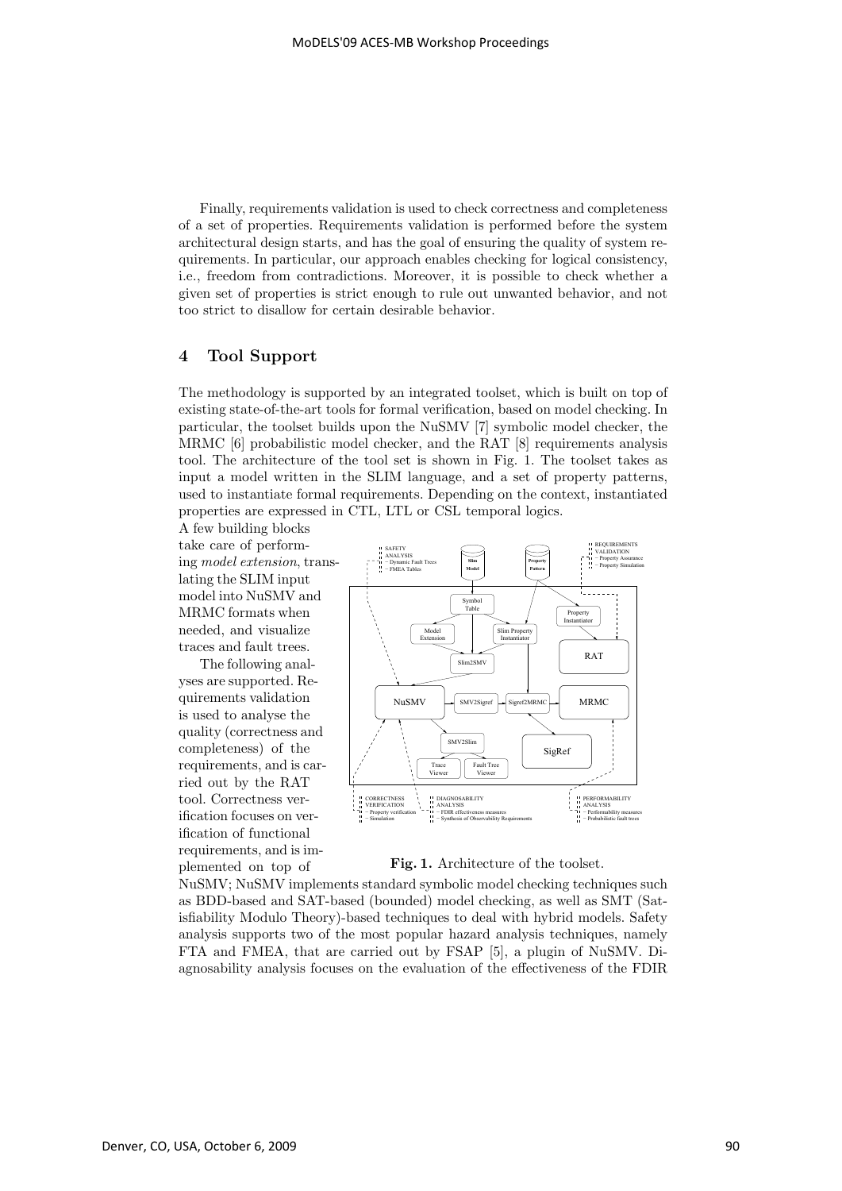Finally, requirements validation is used to check correctness and completeness of a set of properties. Requirements validation is performed before the system architectural design starts, and has the goal of ensuring the quality of system requirements. In particular, our approach enables checking for logical consistency, i.e., freedom from contradictions. Moreover, it is possible to check whether a given set of properties is strict enough to rule out unwanted behavior, and not too strict to disallow for certain desirable behavior.

## 4 Tool Support

The methodology is supported by an integrated toolset, which is built on top of existing state-of-the-art tools for formal verification, based on model checking. In particular, the toolset builds upon the NuSMV [7] symbolic model checker, the MRMC [6] probabilistic model checker, and the RAT [8] requirements analysis tool. The architecture of the tool set is shown in Fig. 1. The toolset takes as input a model written in the SLIM language, and a set of property patterns, used to instantiate formal requirements. Depending on the context, instantiated properties are expressed in CTL, LTL or CSL temporal logics.

A few building blocks take care of performing *model extension*, translating the SLIM input model into NuSMV and MRMC formats when needed, and visualize traces and fault trees.

The following analyses are supported. Requirements validation is used to analyse the quality (correctness and completeness) of the requirements, and is carried out by the RAT tool. Correctness verification focuses on verification of functional requirements, and is implemented on top of NuSMV; NuSMV implements standard symbolic model checking techniques such as BDD-based and SAT-based (bounded) model checking, as well as SMT (Satisfiability Modulo Theory)-based techniques to deal with hybrid models. Safety analysis supports two of the most popular hazard analysis techniques, namely FTA and FMEA, that are carried out by FSAP [5], a plugin of NuSMV. Diagnosability analysis focuses on the evaluation of the effectiveness of the FDIR

**Fig. 1.** Architecture of the toolset.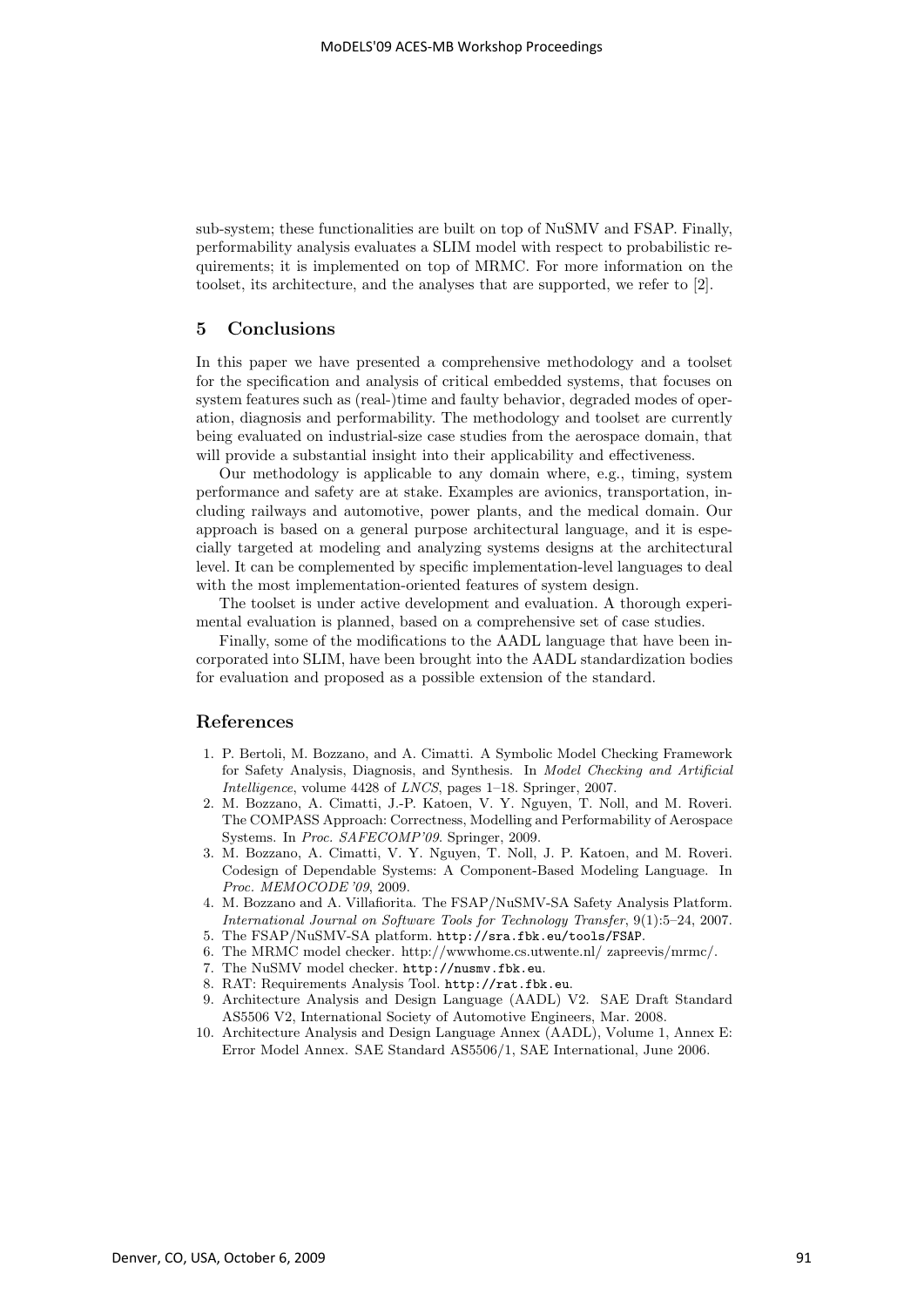sub-system; these functionalities are built on top of NuSMV and FSAP. Finally, performability analysis evaluates a SLIM model with respect to probabilistic requirements; it is implemented on top of MRMC. For more information on the toolset, its architecture, and the analyses that are supported, we refer to [2].

## 5 Conclusions

In this paper we have presented a comprehensive methodology and a toolset for the specification and analysis of critical embedded systems, that focuses on system features such as (real-)time and faulty behavior, degraded modes of operation, diagnosis and performability. The methodology and toolset are currently being evaluated on industrial-size case studies from the aerospace domain, that will provide a substantial insight into their applicability and effectiveness.

Our methodology is applicable to any domain where, e.g., timing, system performance and safety are at stake. Examples are avionics, transportation, including railways and automotive, power plants, and the medical domain. Our approach is based on a general purpose architectural language, and it is especially targeted at modeling and analyzing systems designs at the architectural level. It can be complemented by specific implementation-level languages to deal with the most implementation-oriented features of system design.

The toolset is under active development and evaluation. A thorough experimental evaluation is planned, based on a comprehensive set of case studies.

Finally, some of the modifications to the AADL language that have been incorporated into SLIM, have been brought into the AADL standardization bodies for evaluation and proposed as a possible extension of the standard.

## References

1. P. Bertoli, M. Bozzano, and A. Cimatti. A Symbolic Model Checking Framework for Safety Analysis, Diagnosis, and Synthesis. In *Model Checking and Artificial Intelligence*, volume 4428 of *LNCS*, pages 1–18. Springer, 2007.
2. M. Bozzano, A. Cimatti, J.-P. Katoen, V. Y. Nguyen, T. Noll, and M. Roveri. The COMPASS Approach: Correctness, Modelling and Performability of Aerospace Systems. In *Proc. SAFECOMP'09*. Springer, 2009.
3. M. Bozzano, A. Cimatti, V. Y. Nguyen, T. Noll, J. P. Katoen, and M. Roveri. Codesign of Dependable Systems: A Component-Based Modeling Language. In *Proc. MEMOCODE '09*, 2009.
4. M. Bozzano and A. Villafiorita. The FSAP/NuSMV-SA Safety Analysis Platform. *International Journal on Software Tools for Technology Transfer*, 9(1):5–24, 2007.
5. The FSAP/NuSMV-SA platform. `http://sra.fbk.eu/tools/FSAP`.
6. The MRMC model checker. http://wwwhome.cs.utwente.nl/ zapreevis/mrmc/.
7. The NuSMV model checker. `http://nusmv.fbk.eu`.
8. RAT: Requirements Analysis Tool. `http://rat.fbk.eu`.
9. Architecture Analysis and Design Language (AADL) V2. SAE Draft Standard AS5506 V2, International Society of Automotive Engineers, Mar. 2008.
10. Architecture Analysis and Design Language Annex (AADL), Volume 1, Annex E: Error Model Annex. SAE Standard AS5506/1, SAE International, June 2006.